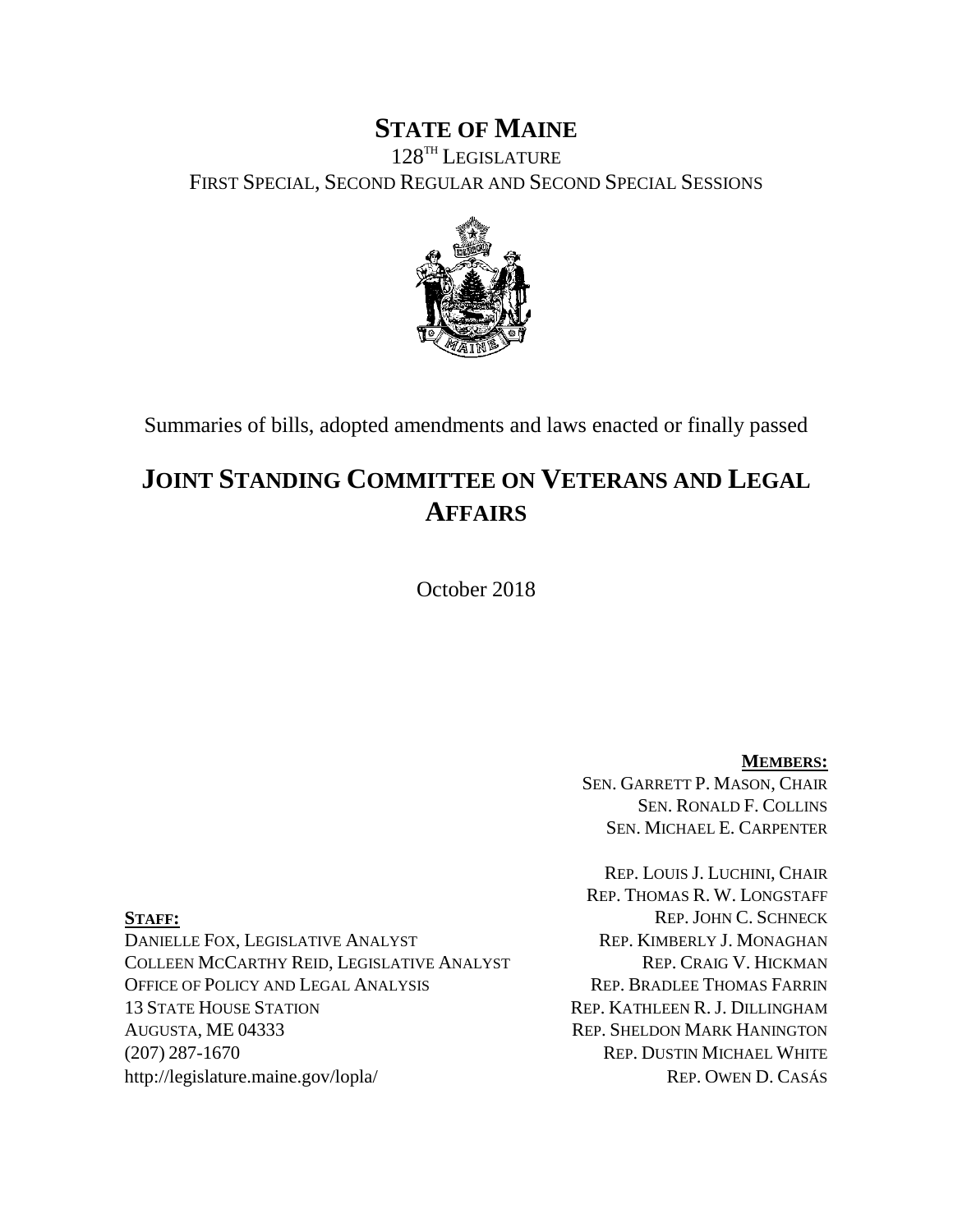# STATE OF MAINE

128TH LEGISLATURE

FIRST SPECIAL, SECOND REGULAR AND SECOND SPECIAL SESSIONS

Summaries of bills, adopted amendments and laws enacted or finally passed

# JOINT STANDING COMMITTEE ON VETERANS AND LEGAL AFFAIRS

October 2018

**MEMBERS:**

SEN. GARRETT P. MASON, CHAIR
SEN. RONALD F. COLLINS
SEN. MICHAEL E. CARPENTER

REP. LOUIS J. LUCHINI, CHAIR
REP. THOMAS R. W. LONGSTAFF
REP. JOHN C. SCHNECK
REP. KIMBERLY J. MONAGHAN
REP. CRAIG V. HICKMAN
REP. BRADLEE THOMAS FARRIN
REP. KATHLEEN R. J. DILLINGHAM
REP. SHELDON MARK HANINGTON
REP. DUSTIN MICHAEL WHITE
REP. OWEN D. CASÁS

**STAFF:**

DANIELLE FOX, LEGISLATIVE ANALYST
COLLEEN MCCARTHY REID, LEGISLATIVE ANALYST
OFFICE OF POLICY AND LEGAL ANALYSIS
13 STATE HOUSE STATION
AUGUSTA, ME 04333
(207) 287-1670
http://legislature.maine.gov/lopla/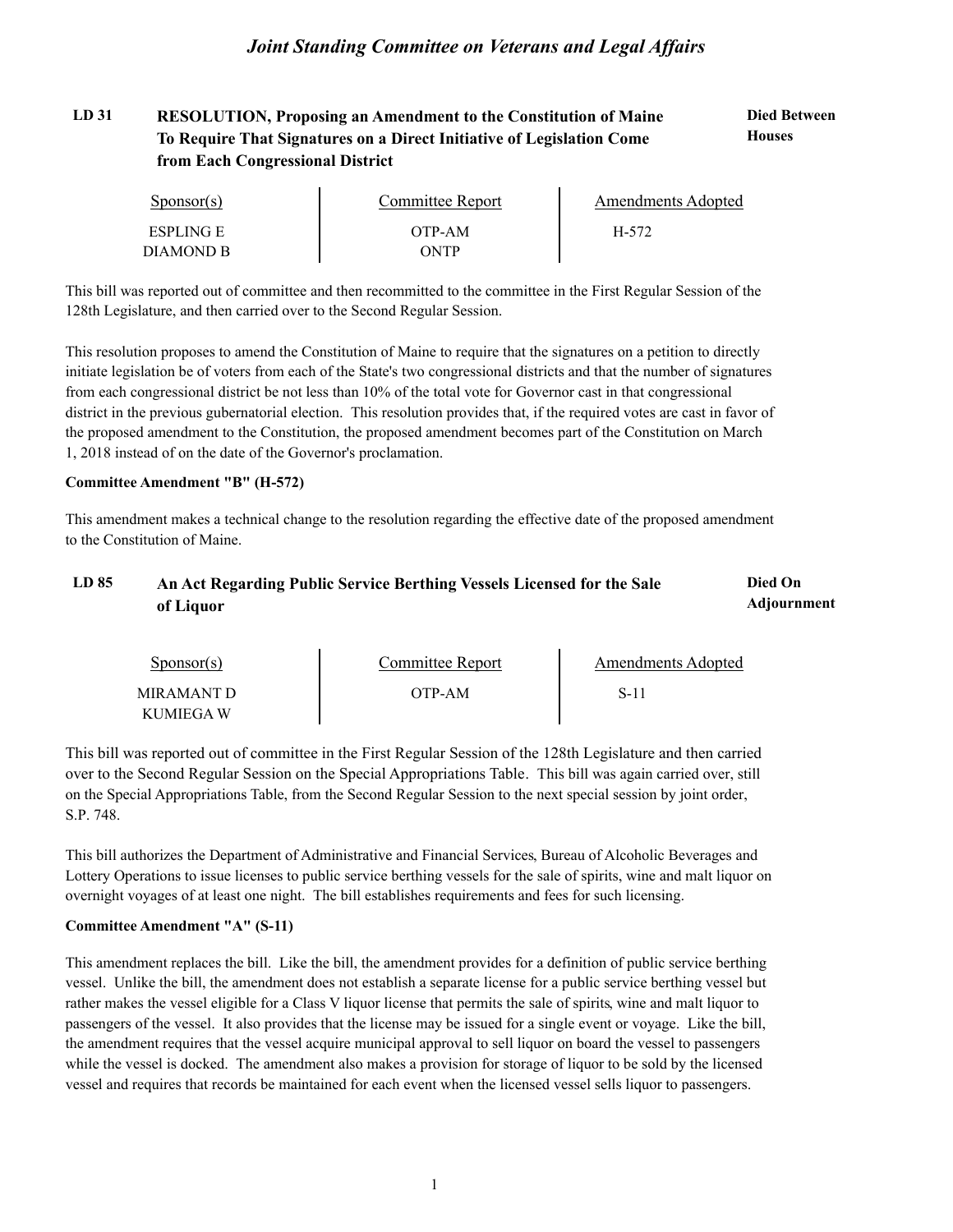## LD 31 RESOLUTION, Proposing an Amendment to the Constitution of Maine To Require That Signatures on a Direct Initiative of Legislation Come from Each Congressional District

**Died Between Houses**

| Sponsor(s) | Committee Report | Amendments Adopted |
|---|---|---|
| ESPLING E | OTP-AM | H-572 |
| DIAMOND B | ONTP | |

This bill was reported out of committee and then recommitted to the committee in the First Regular Session of the 128th Legislature, and then carried over to the Second Regular Session.

This resolution proposes to amend the Constitution of Maine to require that the signatures on a petition to directly initiate legislation be of voters from each of the State's two congressional districts and that the number of signatures from each congressional district be not less than 10% of the total vote for Governor cast in that congressional district in the previous gubernatorial election. This resolution provides that, if the required votes are cast in favor of the proposed amendment to the Constitution, the proposed amendment becomes part of the Constitution on March 1, 2018 instead of on the date of the Governor's proclamation.

**Committee Amendment "B" (H-572)**

This amendment makes a technical change to the resolution regarding the effective date of the proposed amendment to the Constitution of Maine.

## LD 85 An Act Regarding Public Service Berthing Vessels Licensed for the Sale of Liquor

**Died On Adjournment**

| Sponsor(s) | Committee Report | Amendments Adopted |
|---|---|---|
| MIRAMANT D | OTP-AM | S-11 |
| KUMIEGA W | | |

This bill was reported out of committee in the First Regular Session of the 128th Legislature and then carried over to the Second Regular Session on the Special Appropriations Table. This bill was again carried over, still on the Special Appropriations Table, from the Second Regular Session to the next special session by joint order, S.P. 748.

This bill authorizes the Department of Administrative and Financial Services, Bureau of Alcoholic Beverages and Lottery Operations to issue licenses to public service berthing vessels for the sale of spirits, wine and malt liquor on overnight voyages of at least one night. The bill establishes requirements and fees for such licensing.

**Committee Amendment "A" (S-11)**

This amendment replaces the bill. Like the bill, the amendment provides for a definition of public service berthing vessel. Unlike the bill, the amendment does not establish a separate license for a public service berthing vessel but rather makes the vessel eligible for a Class V liquor license that permits the sale of spirits, wine and malt liquor to passengers of the vessel. It also provides that the license may be issued for a single event or voyage. Like the bill, the amendment requires that the vessel acquire municipal approval to sell liquor on board the vessel to passengers while the vessel is docked. The amendment also makes a provision for storage of liquor to be sold by the licensed vessel and requires that records be maintained for each event when the licensed vessel sells liquor to passengers.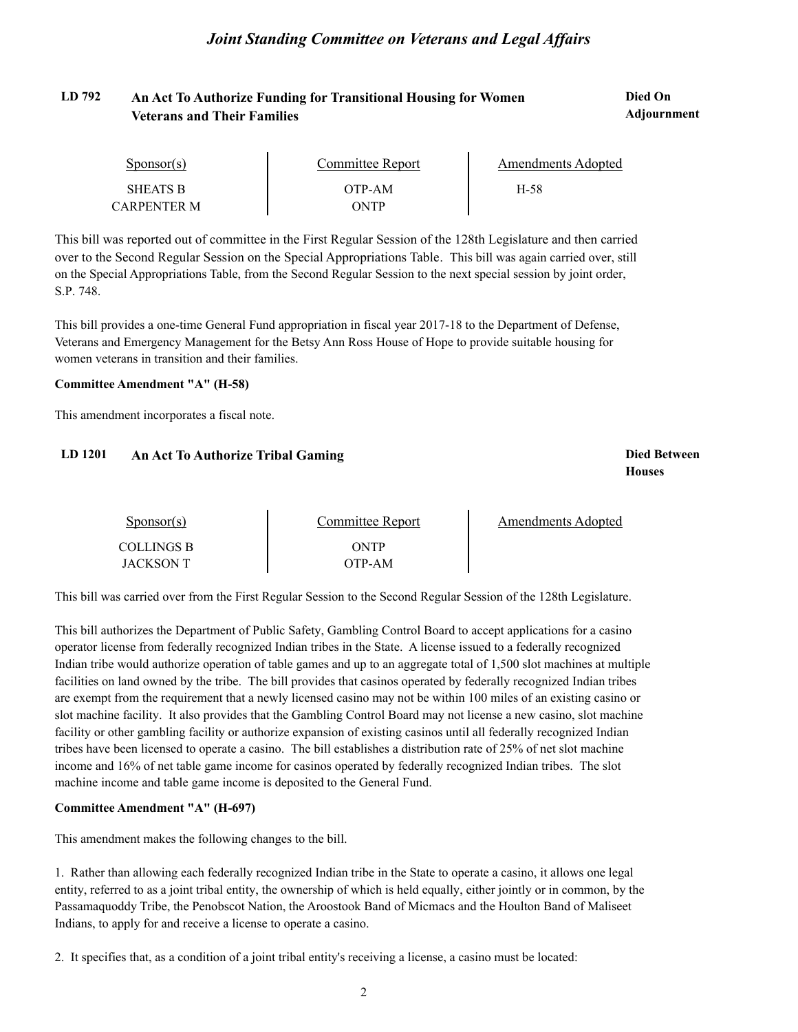## LD 792 An Act To Authorize Funding for Transitional Housing for Women Veterans and Their Families

**Died On Adjournment**

| Sponsor(s) | Committee Report | Amendments Adopted |
|---|---|---|
| SHEATS B | OTP-AM | H-58 |
| CARPENTER M | ONTP | |

This bill was reported out of committee in the First Regular Session of the 128th Legislature and then carried over to the Second Regular Session on the Special Appropriations Table. This bill was again carried over, still on the Special Appropriations Table, from the Second Regular Session to the next special session by joint order, S.P. 748.

This bill provides a one-time General Fund appropriation in fiscal year 2017-18 to the Department of Defense, Veterans and Emergency Management for the Betsy Ann Ross House of Hope to provide suitable housing for women veterans in transition and their families.

**Committee Amendment "A" (H-58)**

This amendment incorporates a fiscal note.

## LD 1201 An Act To Authorize Tribal Gaming

**Died Between Houses**

| Sponsor(s) | Committee Report | Amendments Adopted |
|---|---|---|
| COLLINGS B | ONTP | |
| JACKSON T | OTP-AM | |

This bill was carried over from the First Regular Session to the Second Regular Session of the 128th Legislature.

This bill authorizes the Department of Public Safety, Gambling Control Board to accept applications for a casino operator license from federally recognized Indian tribes in the State. A license issued to a federally recognized Indian tribe would authorize operation of table games and up to an aggregate total of 1,500 slot machines at multiple facilities on land owned by the tribe. The bill provides that casinos operated by federally recognized Indian tribes are exempt from the requirement that a newly licensed casino may not be within 100 miles of an existing casino or slot machine facility. It also provides that the Gambling Control Board may not license a new casino, slot machine facility or other gambling facility or authorize expansion of existing casinos until all federally recognized Indian tribes have been licensed to operate a casino. The bill establishes a distribution rate of 25% of net slot machine income and 16% of net table game income for casinos operated by federally recognized Indian tribes. The slot machine income and table game income is deposited to the General Fund.

**Committee Amendment "A" (H-697)**

This amendment makes the following changes to the bill.

1. Rather than allowing each federally recognized Indian tribe in the State to operate a casino, it allows one legal entity, referred to as a joint tribal entity, the ownership of which is held equally, either jointly or in common, by the Passamaquoddy Tribe, the Penobscot Nation, the Aroostook Band of Micmacs and the Houlton Band of Maliseet Indians, to apply for and receive a license to operate a casino.

2. It specifies that, as a condition of a joint tribal entity's receiving a license, a casino must be located: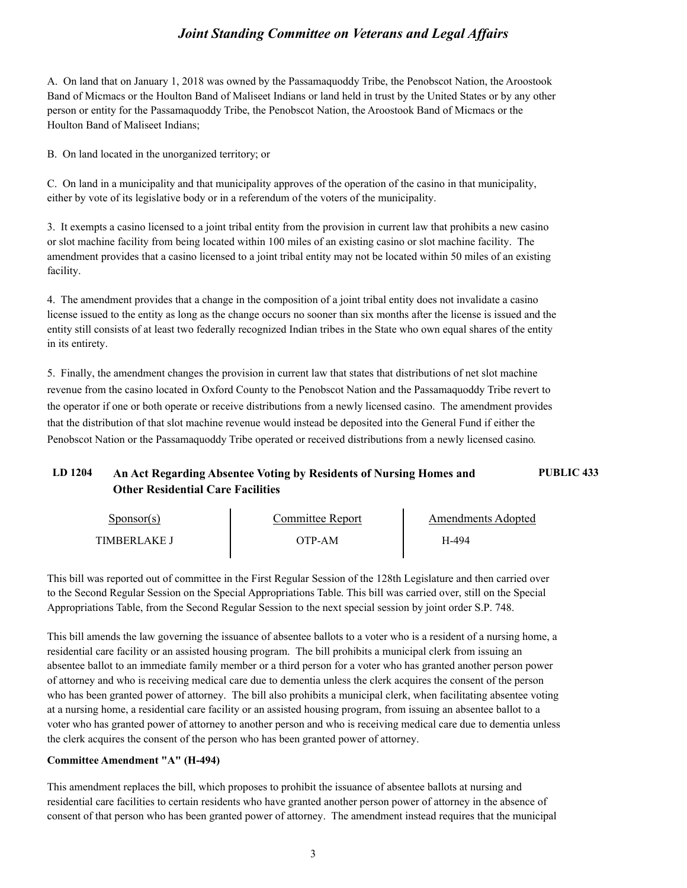A. On land that on January 1, 2018 was owned by the Passamaquoddy Tribe, the Penobscot Nation, the Aroostook Band of Micmacs or the Houlton Band of Maliseet Indians or land held in trust by the United States or by any other person or entity for the Passamaquoddy Tribe, the Penobscot Nation, the Aroostook Band of Micmacs or the Houlton Band of Maliseet Indians;

B. On land located in the unorganized territory; or

C. On land in a municipality and that municipality approves of the operation of the casino in that municipality, either by vote of its legislative body or in a referendum of the voters of the municipality.

3. It exempts a casino licensed to a joint tribal entity from the provision in current law that prohibits a new casino or slot machine facility from being located within 100 miles of an existing casino or slot machine facility. The amendment provides that a casino licensed to a joint tribal entity may not be located within 50 miles of an existing facility.

4. The amendment provides that a change in the composition of a joint tribal entity does not invalidate a casino license issued to the entity as long as the change occurs no sooner than six months after the license is issued and the entity still consists of at least two federally recognized Indian tribes in the State who own equal shares of the entity in its entirety.

5. Finally, the amendment changes the provision in current law that states that distributions of net slot machine revenue from the casino located in Oxford County to the Penobscot Nation and the Passamaquoddy Tribe revert to the operator if one or both operate or receive distributions from a newly licensed casino. The amendment provides that the distribution of that slot machine revenue would instead be deposited into the General Fund if either the Penobscot Nation or the Passamaquoddy Tribe operated or received distributions from a newly licensed casino.

## LD 1204 An Act Regarding Absentee Voting by Residents of Nursing Homes and Other Residential Care Facilities — PUBLIC 433

| Sponsor(s) | Committee Report | Amendments Adopted |
|---|---|---|
| TIMBERLAKE J | OTP-AM | H-494 |

This bill was reported out of committee in the First Regular Session of the 128th Legislature and then carried over to the Second Regular Session on the Special Appropriations Table. This bill was carried over, still on the Special Appropriations Table, from the Second Regular Session to the next special session by joint order S.P. 748.

This bill amends the law governing the issuance of absentee ballots to a voter who is a resident of a nursing home, a residential care facility or an assisted housing program. The bill prohibits a municipal clerk from issuing an absentee ballot to an immediate family member or a third person for a voter who has granted another person power of attorney and who is receiving medical care due to dementia unless the clerk acquires the consent of the person who has been granted power of attorney. The bill also prohibits a municipal clerk, when facilitating absentee voting at a nursing home, a residential care facility or an assisted housing program, from issuing an absentee ballot to a voter who has granted power of attorney to another person and who is receiving medical care due to dementia unless the clerk acquires the consent of the person who has been granted power of attorney.

**Committee Amendment "A" (H-494)**

This amendment replaces the bill, which proposes to prohibit the issuance of absentee ballots at nursing and residential care facilities to certain residents who have granted another person power of attorney in the absence of consent of that person who has been granted power of attorney. The amendment instead requires that the municipal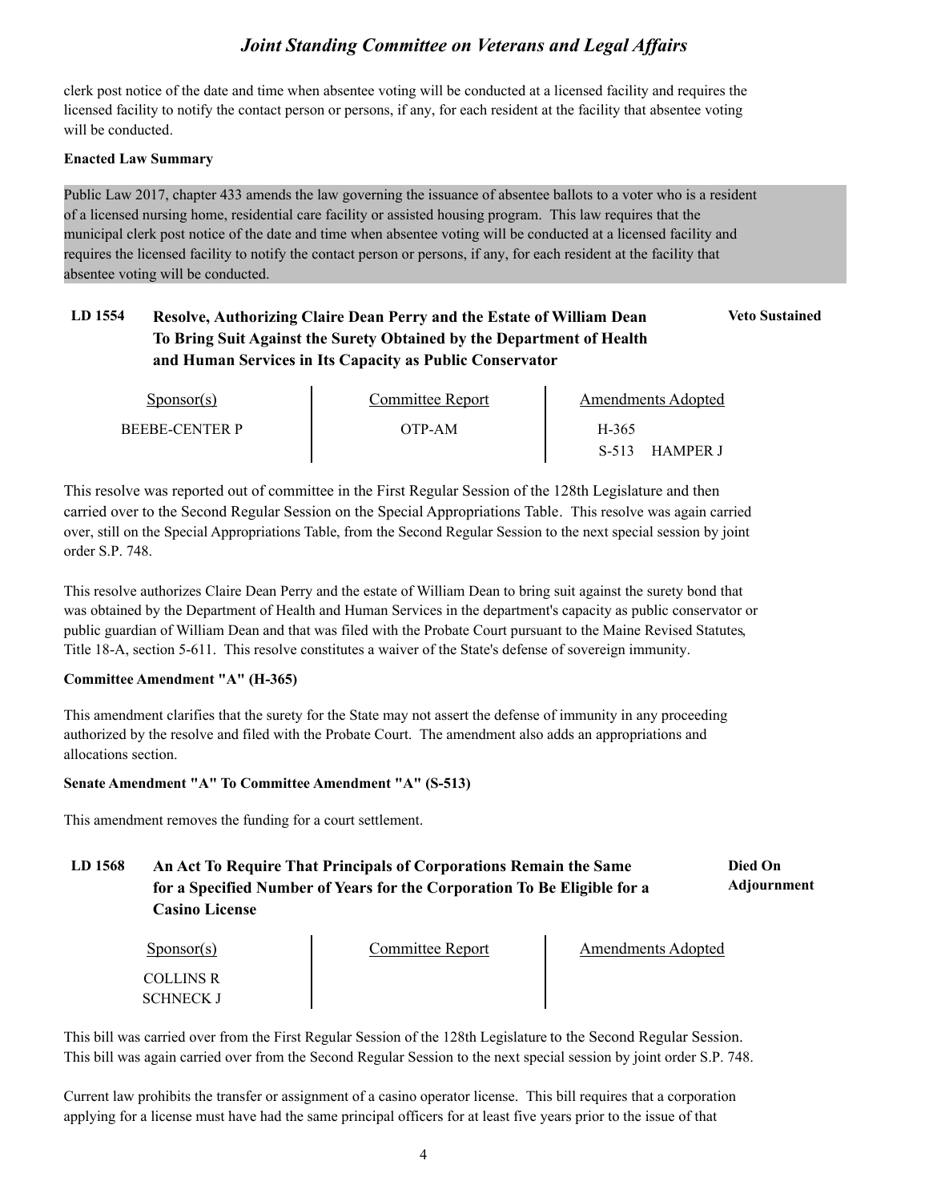clerk post notice of the date and time when absentee voting will be conducted at a licensed facility and requires the licensed facility to notify the contact person or persons, if any, for each resident at the facility that absentee voting will be conducted.

**Enacted Law Summary**

Public Law 2017, chapter 433 amends the law governing the issuance of absentee ballots to a voter who is a resident of a licensed nursing home, residential care facility or assisted housing program. This law requires that the municipal clerk post notice of the date and time when absentee voting will be conducted at a licensed facility and requires the licensed facility to notify the contact person or persons, if any, for each resident at the facility that absentee voting will be conducted.

### LD 1554 Resolve, Authorizing Claire Dean Perry and the Estate of William Dean To Bring Suit Against the Surety Obtained by the Department of Health and Human Services in Its Capacity as Public Conservator — Veto Sustained

| Sponsor(s) | Committee Report | Amendments Adopted |
|---|---|---|
| BEEBE-CENTER P | OTP-AM | H-365 |
| | | S-513 HAMPER J |

This resolve was reported out of committee in the First Regular Session of the 128th Legislature and then carried over to the Second Regular Session on the Special Appropriations Table. This resolve was again carried over, still on the Special Appropriations Table, from the Second Regular Session to the next special session by joint order S.P. 748.

This resolve authorizes Claire Dean Perry and the estate of William Dean to bring suit against the surety bond that was obtained by the Department of Health and Human Services in the department's capacity as public conservator or public guardian of William Dean and that was filed with the Probate Court pursuant to the Maine Revised Statutes, Title 18-A, section 5-611. This resolve constitutes a waiver of the State's defense of sovereign immunity.

**Committee Amendment "A" (H-365)**

This amendment clarifies that the surety for the State may not assert the defense of immunity in any proceeding authorized by the resolve and filed with the Probate Court. The amendment also adds an appropriations and allocations section.

**Senate Amendment "A" To Committee Amendment "A" (S-513)**

This amendment removes the funding for a court settlement.

### LD 1568 An Act To Require That Principals of Corporations Remain the Same for a Specified Number of Years for the Corporation To Be Eligible for a Casino License — Died On Adjournment

| Sponsor(s) | Committee Report | Amendments Adopted |
|---|---|---|
| COLLINS R | | |
| SCHNECK J | | |

This bill was carried over from the First Regular Session of the 128th Legislature to the Second Regular Session. This bill was again carried over from the Second Regular Session to the next special session by joint order S.P. 748.

Current law prohibits the transfer or assignment of a casino operator license. This bill requires that a corporation applying for a license must have had the same principal officers for at least five years prior to the issue of that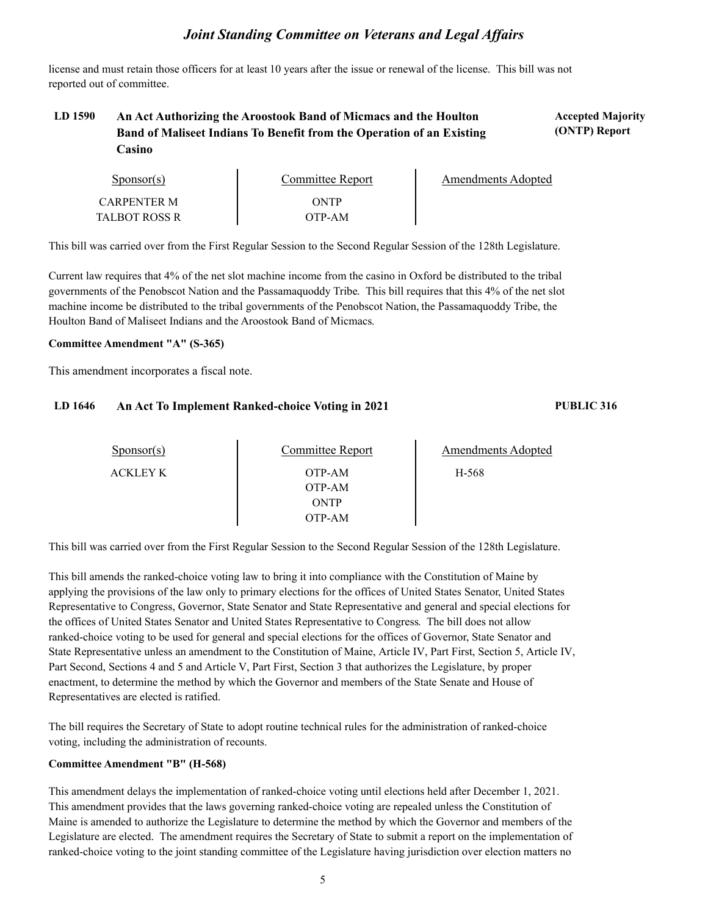license and must retain those officers for at least 10 years after the issue or renewal of the license. This bill was not reported out of committee.

### LD 1590 An Act Authorizing the Aroostook Band of Micmacs and the Houlton Band of Maliseet Indians To Benefit from the Operation of an Existing Casino

**Accepted Majority (ONTP) Report**

| Sponsor(s) | Committee Report | Amendments Adopted |
|---|---|---|
| CARPENTER M | ONTP | |
| TALBOT ROSS R | OTP-AM | |

This bill was carried over from the First Regular Session to the Second Regular Session of the 128th Legislature.

Current law requires that 4% of the net slot machine income from the casino in Oxford be distributed to the tribal governments of the Penobscot Nation and the Passamaquoddy Tribe. This bill requires that this 4% of the net slot machine income be distributed to the tribal governments of the Penobscot Nation, the Passamaquoddy Tribe, the Houlton Band of Maliseet Indians and the Aroostook Band of Micmacs.

**Committee Amendment "A" (S-365)**

This amendment incorporates a fiscal note.

### LD 1646 An Act To Implement Ranked-choice Voting in 2021

**PUBLIC 316**

| Sponsor(s) | Committee Report | Amendments Adopted |
|---|---|---|
| ACKLEY K | OTP-AM | H-568 |
| | OTP-AM | |
| | ONTP | |
| | OTP-AM | |

This bill was carried over from the First Regular Session to the Second Regular Session of the 128th Legislature.

This bill amends the ranked-choice voting law to bring it into compliance with the Constitution of Maine by applying the provisions of the law only to primary elections for the offices of United States Senator, United States Representative to Congress, Governor, State Senator and State Representative and general and special elections for the offices of United States Senator and United States Representative to Congress. The bill does not allow ranked-choice voting to be used for general and special elections for the offices of Governor, State Senator and State Representative unless an amendment to the Constitution of Maine, Article IV, Part First, Section 5, Article IV, Part Second, Sections 4 and 5 and Article V, Part First, Section 3 that authorizes the Legislature, by proper enactment, to determine the method by which the Governor and members of the State Senate and House of Representatives are elected is ratified.

The bill requires the Secretary of State to adopt routine technical rules for the administration of ranked-choice voting, including the administration of recounts.

**Committee Amendment "B" (H-568)**

This amendment delays the implementation of ranked-choice voting until elections held after December 1, 2021. This amendment provides that the laws governing ranked-choice voting are repealed unless the Constitution of Maine is amended to authorize the Legislature to determine the method by which the Governor and members of the Legislature are elected. The amendment requires the Secretary of State to submit a report on the implementation of ranked-choice voting to the joint standing committee of the Legislature having jurisdiction over election matters no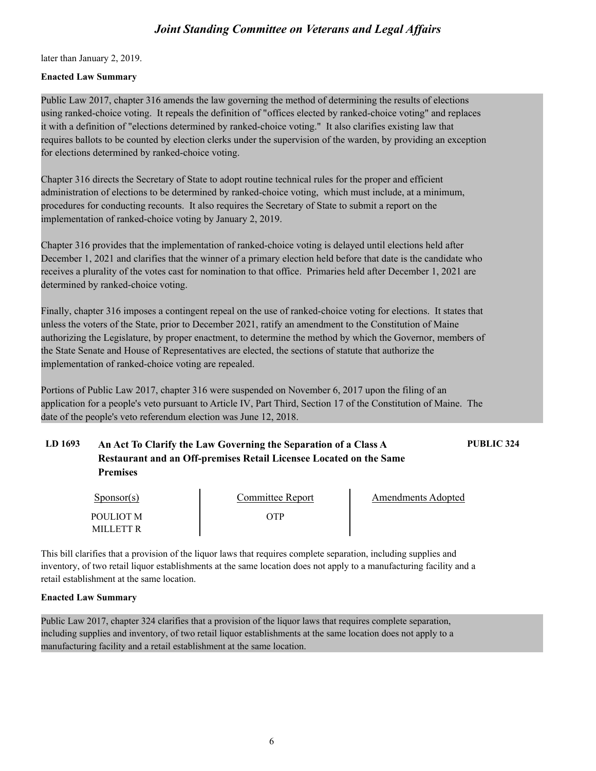later than January 2, 2019.

**Enacted Law Summary**

Public Law 2017, chapter 316 amends the law governing the method of determining the results of elections using ranked-choice voting. It repeals the definition of "offices elected by ranked-choice voting" and replaces it with a definition of "elections determined by ranked-choice voting." It also clarifies existing law that requires ballots to be counted by election clerks under the supervision of the warden, by providing an exception for elections determined by ranked-choice voting.

Chapter 316 directs the Secretary of State to adopt routine technical rules for the proper and efficient administration of elections to be determined by ranked-choice voting, which must include, at a minimum, procedures for conducting recounts. It also requires the Secretary of State to submit a report on the implementation of ranked-choice voting by January 2, 2019.

Chapter 316 provides that the implementation of ranked-choice voting is delayed until elections held after December 1, 2021 and clarifies that the winner of a primary election held before that date is the candidate who receives a plurality of the votes cast for nomination to that office. Primaries held after December 1, 2021 are determined by ranked-choice voting.

Finally, chapter 316 imposes a contingent repeal on the use of ranked-choice voting for elections. It states that unless the voters of the State, prior to December 2021, ratify an amendment to the Constitution of Maine authorizing the Legislature, by proper enactment, to determine the method by which the Governor, members of the State Senate and House of Representatives are elected, the sections of statute that authorize the implementation of ranked-choice voting are repealed.

Portions of Public Law 2017, chapter 316 were suspended on November 6, 2017 upon the filing of an application for a people's veto pursuant to Article IV, Part Third, Section 17 of the Constitution of Maine. The date of the people's veto referendum election was June 12, 2018.

### LD 1693 An Act To Clarify the Law Governing the Separation of a Class A Restaurant and an Off-premises Retail Licensee Located on the Same Premises — PUBLIC 324

| Sponsor(s) | Committee Report | Amendments Adopted |
|---|---|---|
| POULIOT M<br>MILLETT R | OTP | |

This bill clarifies that a provision of the liquor laws that requires complete separation, including supplies and inventory, of two retail liquor establishments at the same location does not apply to a manufacturing facility and a retail establishment at the same location.

**Enacted Law Summary**

Public Law 2017, chapter 324 clarifies that a provision of the liquor laws that requires complete separation, including supplies and inventory, of two retail liquor establishments at the same location does not apply to a manufacturing facility and a retail establishment at the same location.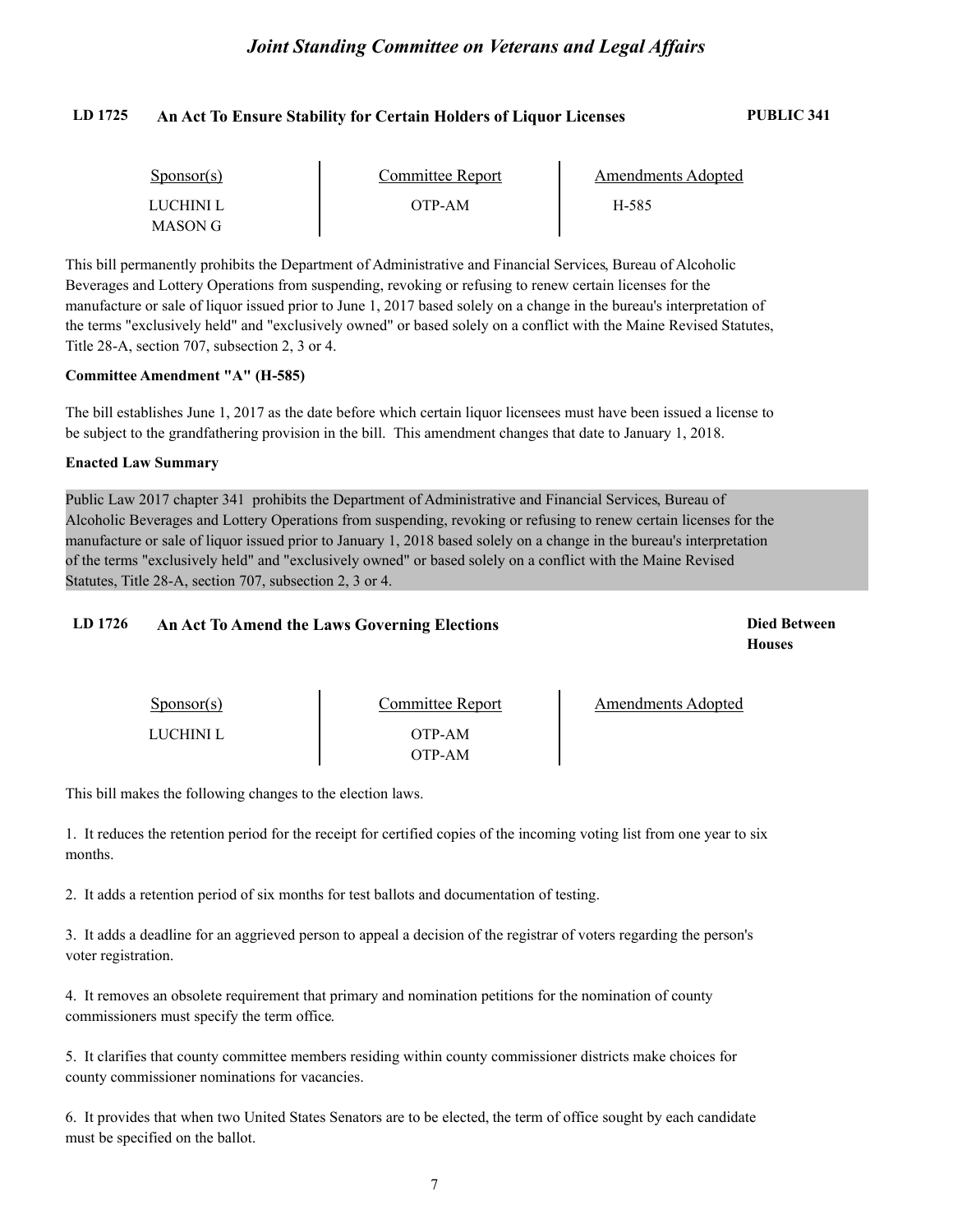**LD 1725 An Act To Ensure Stability for Certain Holders of Liquor Licenses** **PUBLIC 341**

| Sponsor(s) | Committee Report | Amendments Adopted |
| --- | --- | --- |
| LUCHINI L | OTP-AM | H-585 |
| MASON G | | |

This bill permanently prohibits the Department of Administrative and Financial Services, Bureau of Alcoholic Beverages and Lottery Operations from suspending, revoking or refusing to renew certain licenses for the manufacture or sale of liquor issued prior to June 1, 2017 based solely on a change in the bureau's interpretation of the terms "exclusively held" and "exclusively owned" or based solely on a conflict with the Maine Revised Statutes, Title 28-A, section 707, subsection 2, 3 or 4.

**Committee Amendment "A" (H-585)**

The bill establishes June 1, 2017 as the date before which certain liquor licensees must have been issued a license to be subject to the grandfathering provision in the bill. This amendment changes that date to January 1, 2018.

**Enacted Law Summary**

Public Law 2017 chapter 341 prohibits the Department of Administrative and Financial Services, Bureau of Alcoholic Beverages and Lottery Operations from suspending, revoking or refusing to renew certain licenses for the manufacture or sale of liquor issued prior to January 1, 2018 based solely on a change in the bureau's interpretation of the terms "exclusively held" and "exclusively owned" or based solely on a conflict with the Maine Revised Statutes, Title 28-A, section 707, subsection 2, 3 or 4.

**LD 1726 An Act To Amend the Laws Governing Elections** **Died Between Houses**

| Sponsor(s) | Committee Report | Amendments Adopted |
| --- | --- | --- |
| LUCHINI L | OTP-AM | |
| | OTP-AM | |

This bill makes the following changes to the election laws.

1. It reduces the retention period for the receipt for certified copies of the incoming voting list from one year to six months.

2. It adds a retention period of six months for test ballots and documentation of testing.

3. It adds a deadline for an aggrieved person to appeal a decision of the registrar of voters regarding the person's voter registration.

4. It removes an obsolete requirement that primary and nomination petitions for the nomination of county commissioners must specify the term office.

5. It clarifies that county committee members residing within county commissioner districts make choices for county commissioner nominations for vacancies.

6. It provides that when two United States Senators are to be elected, the term of office sought by each candidate must be specified on the ballot.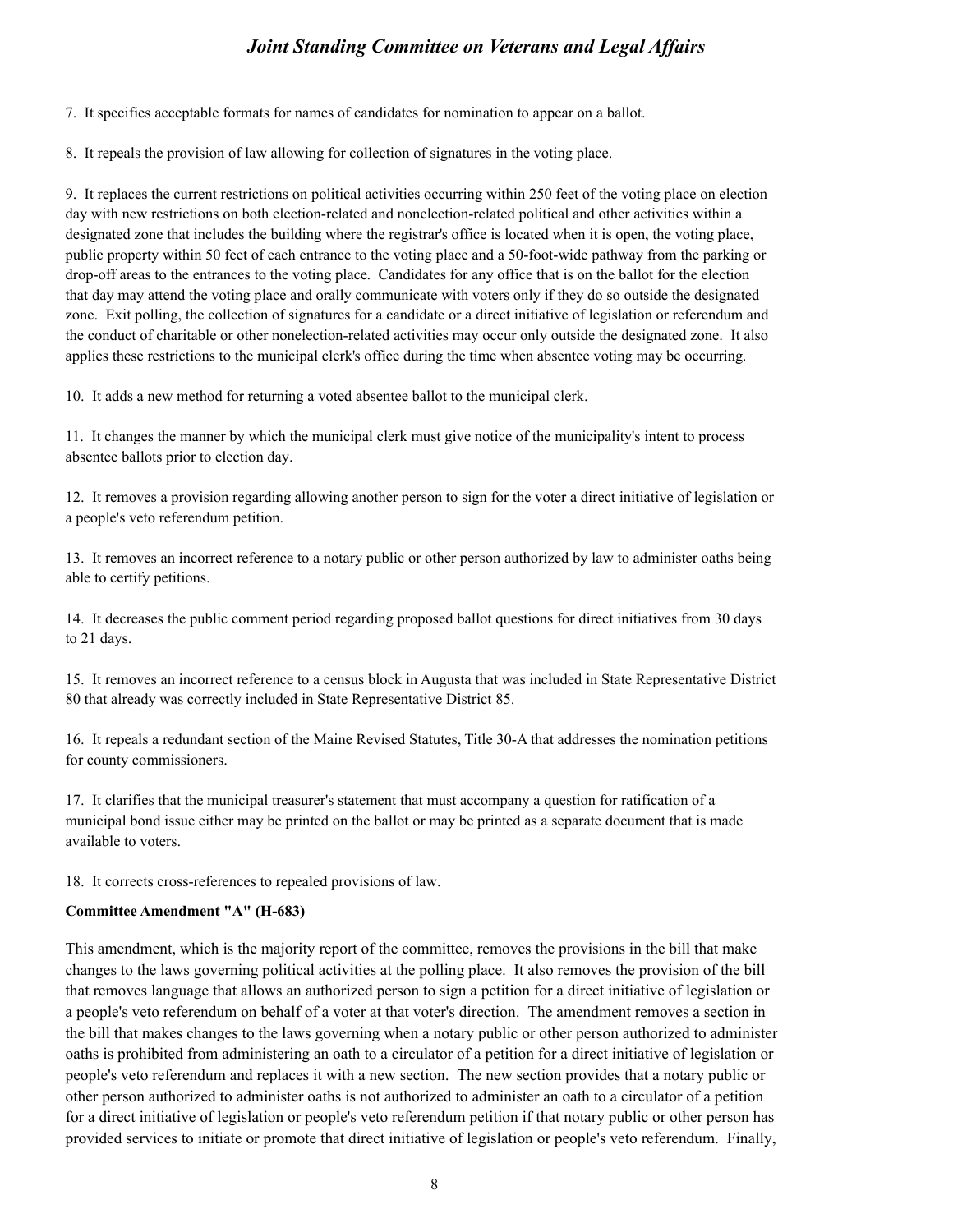7. It specifies acceptable formats for names of candidates for nomination to appear on a ballot.

8. It repeals the provision of law allowing for collection of signatures in the voting place.

9. It replaces the current restrictions on political activities occurring within 250 feet of the voting place on election day with new restrictions on both election-related and nonelection-related political and other activities within a designated zone that includes the building where the registrar's office is located when it is open, the voting place, public property within 50 feet of each entrance to the voting place and a 50-foot-wide pathway from the parking or drop-off areas to the entrances to the voting place. Candidates for any office that is on the ballot for the election that day may attend the voting place and orally communicate with voters only if they do so outside the designated zone. Exit polling, the collection of signatures for a candidate or a direct initiative of legislation or referendum and the conduct of charitable or other nonelection-related activities may occur only outside the designated zone. It also applies these restrictions to the municipal clerk's office during the time when absentee voting may be occurring.

10. It adds a new method for returning a voted absentee ballot to the municipal clerk.

11. It changes the manner by which the municipal clerk must give notice of the municipality's intent to process absentee ballots prior to election day.

12. It removes a provision regarding allowing another person to sign for the voter a direct initiative of legislation or a people's veto referendum petition.

13. It removes an incorrect reference to a notary public or other person authorized by law to administer oaths being able to certify petitions.

14. It decreases the public comment period regarding proposed ballot questions for direct initiatives from 30 days to 21 days.

15. It removes an incorrect reference to a census block in Augusta that was included in State Representative District 80 that already was correctly included in State Representative District 85.

16. It repeals a redundant section of the Maine Revised Statutes, Title 30-A that addresses the nomination petitions for county commissioners.

17. It clarifies that the municipal treasurer's statement that must accompany a question for ratification of a municipal bond issue either may be printed on the ballot or may be printed as a separate document that is made available to voters.

18. It corrects cross-references to repealed provisions of law.

**Committee Amendment "A" (H-683)**

This amendment, which is the majority report of the committee, removes the provisions in the bill that make changes to the laws governing political activities at the polling place. It also removes the provision of the bill that removes language that allows an authorized person to sign a petition for a direct initiative of legislation or a people's veto referendum on behalf of a voter at that voter's direction. The amendment removes a section in the bill that makes changes to the laws governing when a notary public or other person authorized to administer oaths is prohibited from administering an oath to a circulator of a petition for a direct initiative of legislation or people's veto referendum and replaces it with a new section. The new section provides that a notary public or other person authorized to administer oaths is not authorized to administer an oath to a circulator of a petition for a direct initiative of legislation or people's veto referendum petition if that notary public or other person has provided services to initiate or promote that direct initiative of legislation or people's veto referendum. Finally,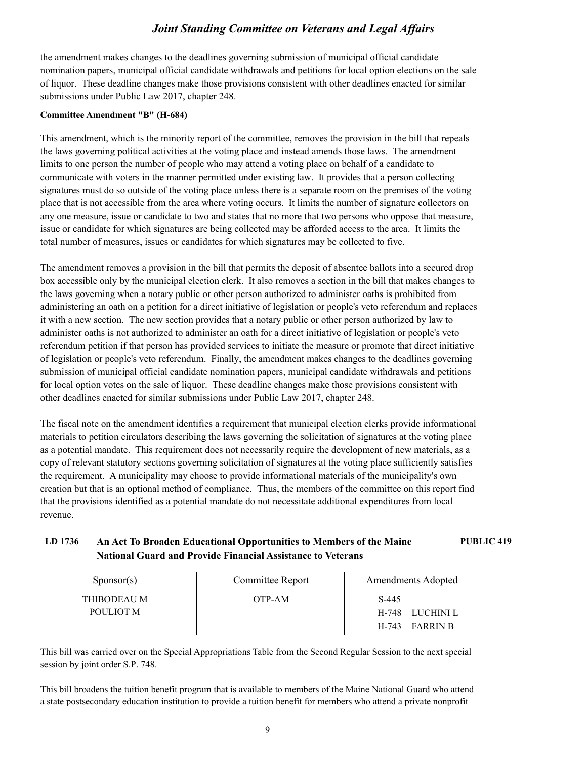the amendment makes changes to the deadlines governing submission of municipal official candidate nomination papers, municipal official candidate withdrawals and petitions for local option elections on the sale of liquor. These deadline changes make those provisions consistent with other deadlines enacted for similar submissions under Public Law 2017, chapter 248.

**Committee Amendment "B" (H-684)**

This amendment, which is the minority report of the committee, removes the provision in the bill that repeals the laws governing political activities at the voting place and instead amends those laws. The amendment limits to one person the number of people who may attend a voting place on behalf of a candidate to communicate with voters in the manner permitted under existing law. It provides that a person collecting signatures must do so outside of the voting place unless there is a separate room on the premises of the voting place that is not accessible from the area where voting occurs. It limits the number of signature collectors on any one measure, issue or candidate to two and states that no more that two persons who oppose that measure, issue or candidate for which signatures are being collected may be afforded access to the area. It limits the total number of measures, issues or candidates for which signatures may be collected to five.

The amendment removes a provision in the bill that permits the deposit of absentee ballots into a secured drop box accessible only by the municipal election clerk. It also removes a section in the bill that makes changes to the laws governing when a notary public or other person authorized to administer oaths is prohibited from administering an oath on a petition for a direct initiative of legislation or people's veto referendum and replaces it with a new section. The new section provides that a notary public or other person authorized by law to administer oaths is not authorized to administer an oath for a direct initiative of legislation or people's veto referendum petition if that person has provided services to initiate the measure or promote that direct initiative of legislation or people's veto referendum. Finally, the amendment makes changes to the deadlines governing submission of municipal official candidate nomination papers, municipal candidate withdrawals and petitions for local option votes on the sale of liquor. These deadline changes make those provisions consistent with other deadlines enacted for similar submissions under Public Law 2017, chapter 248.

The fiscal note on the amendment identifies a requirement that municipal election clerks provide informational materials to petition circulators describing the laws governing the solicitation of signatures at the voting place as a potential mandate. This requirement does not necessarily require the development of new materials, as a copy of relevant statutory sections governing solicitation of signatures at the voting place sufficiently satisfies the requirement. A municipality may choose to provide informational materials of the municipality's own creation but that is an optional method of compliance. Thus, the members of the committee on this report find that the provisions identified as a potential mandate do not necessitate additional expenditures from local revenue.

### LD 1736 An Act To Broaden Educational Opportunities to Members of the Maine National Guard and Provide Financial Assistance to Veterans — PUBLIC 419

| Sponsor(s) | Committee Report | Amendments Adopted |
|---|---|---|
| THIBODEAU M<br>POULIOT M | OTP-AM | S-445<br>H-748 LUCHINI L<br>H-743 FARRIN B |

This bill was carried over on the Special Appropriations Table from the Second Regular Session to the next special session by joint order S.P. 748.

This bill broadens the tuition benefit program that is available to members of the Maine National Guard who attend a state postsecondary education institution to provide a tuition benefit for members who attend a private nonprofit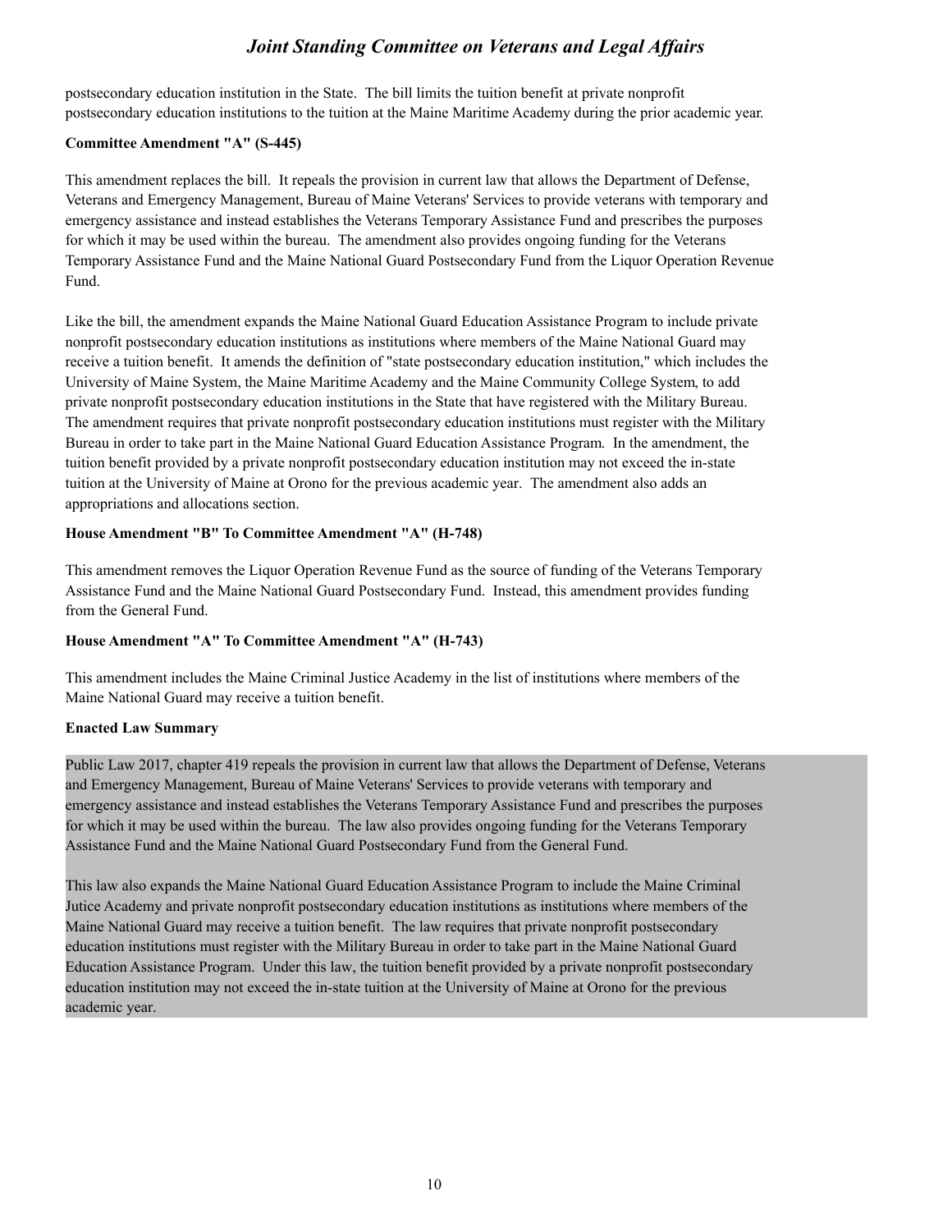postsecondary education institution in the State. The bill limits the tuition benefit at private nonprofit postsecondary education institutions to the tuition at the Maine Maritime Academy during the prior academic year.

**Committee Amendment "A" (S-445)**

This amendment replaces the bill. It repeals the provision in current law that allows the Department of Defense, Veterans and Emergency Management, Bureau of Maine Veterans' Services to provide veterans with temporary and emergency assistance and instead establishes the Veterans Temporary Assistance Fund and prescribes the purposes for which it may be used within the bureau. The amendment also provides ongoing funding for the Veterans Temporary Assistance Fund and the Maine National Guard Postsecondary Fund from the Liquor Operation Revenue Fund.

Like the bill, the amendment expands the Maine National Guard Education Assistance Program to include private nonprofit postsecondary education institutions as institutions where members of the Maine National Guard may receive a tuition benefit. It amends the definition of "state postsecondary education institution," which includes the University of Maine System, the Maine Maritime Academy and the Maine Community College System, to add private nonprofit postsecondary education institutions in the State that have registered with the Military Bureau. The amendment requires that private nonprofit postsecondary education institutions must register with the Military Bureau in order to take part in the Maine National Guard Education Assistance Program. In the amendment, the tuition benefit provided by a private nonprofit postsecondary education institution may not exceed the in-state tuition at the University of Maine at Orono for the previous academic year. The amendment also adds an appropriations and allocations section.

**House Amendment "B" To Committee Amendment "A" (H-748)**

This amendment removes the Liquor Operation Revenue Fund as the source of funding of the Veterans Temporary Assistance Fund and the Maine National Guard Postsecondary Fund. Instead, this amendment provides funding from the General Fund.

**House Amendment "A" To Committee Amendment "A" (H-743)**

This amendment includes the Maine Criminal Justice Academy in the list of institutions where members of the Maine National Guard may receive a tuition benefit.

**Enacted Law Summary**

Public Law 2017, chapter 419 repeals the provision in current law that allows the Department of Defense, Veterans and Emergency Management, Bureau of Maine Veterans' Services to provide veterans with temporary and emergency assistance and instead establishes the Veterans Temporary Assistance Fund and prescribes the purposes for which it may be used within the bureau. The law also provides ongoing funding for the Veterans Temporary Assistance Fund and the Maine National Guard Postsecondary Fund from the General Fund.

This law also expands the Maine National Guard Education Assistance Program to include the Maine Criminal Jutice Academy and private nonprofit postsecondary education institutions as institutions where members of the Maine National Guard may receive a tuition benefit. The law requires that private nonprofit postsecondary education institutions must register with the Military Bureau in order to take part in the Maine National Guard Education Assistance Program. Under this law, the tuition benefit provided by a private nonprofit postsecondary education institution may not exceed the in-state tuition at the University of Maine at Orono for the previous academic year.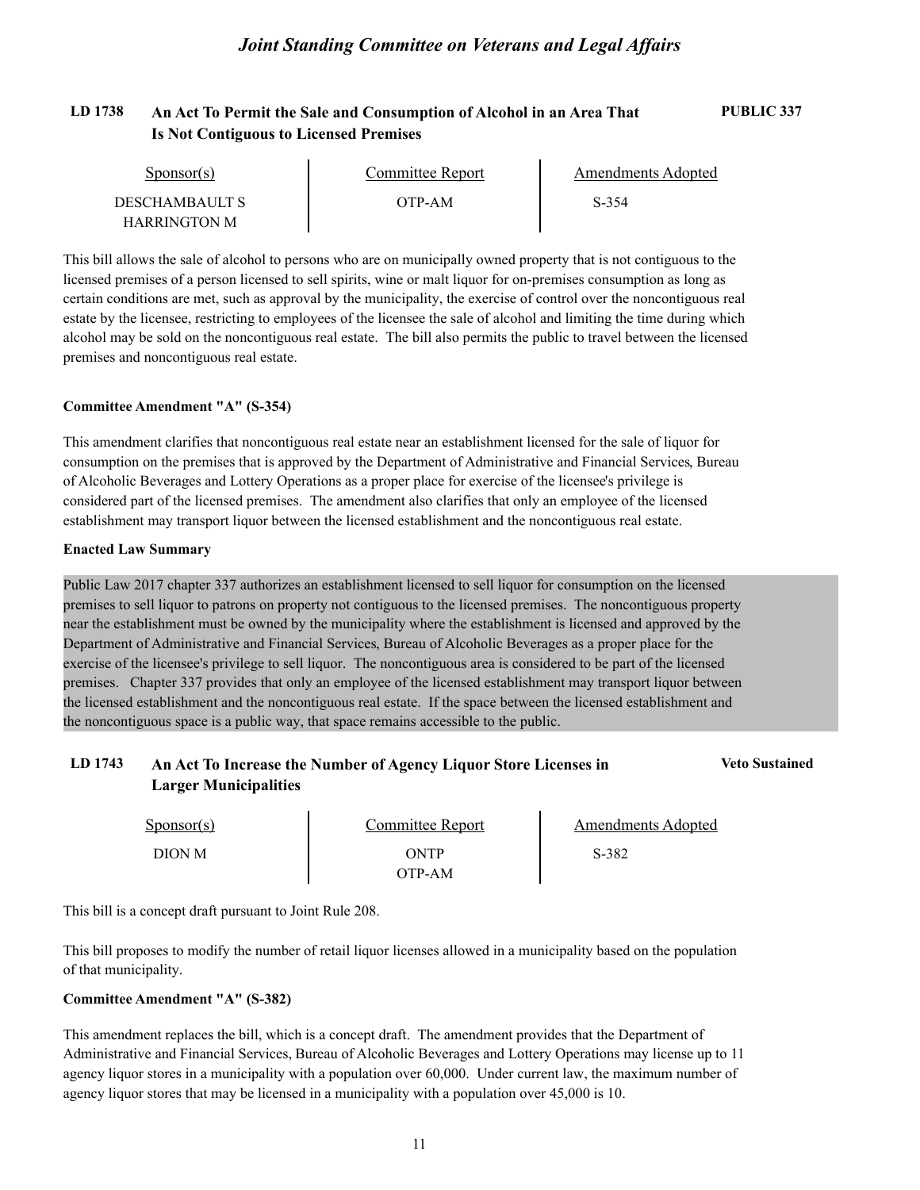**LD 1738 An Act To Permit the Sale and Consumption of Alcohol in an Area That Is Not Contiguous to Licensed Premises** **PUBLIC 337**

| Sponsor(s) | Committee Report | Amendments Adopted |
| --- | --- | --- |
| DESCHAMBAULT S<br>HARRINGTON M | OTP-AM | S-354 |

This bill allows the sale of alcohol to persons who are on municipally owned property that is not contiguous to the licensed premises of a person licensed to sell spirits, wine or malt liquor for on-premises consumption as long as certain conditions are met, such as approval by the municipality, the exercise of control over the noncontiguous real estate by the licensee, restricting to employees of the licensee the sale of alcohol and limiting the time during which alcohol may be sold on the noncontiguous real estate. The bill also permits the public to travel between the licensed premises and noncontiguous real estate.

**Committee Amendment "A" (S-354)**

This amendment clarifies that noncontiguous real estate near an establishment licensed for the sale of liquor for consumption on the premises that is approved by the Department of Administrative and Financial Services, Bureau of Alcoholic Beverages and Lottery Operations as a proper place for exercise of the licensee's privilege is considered part of the licensed premises. The amendment also clarifies that only an employee of the licensed establishment may transport liquor between the licensed establishment and the noncontiguous real estate.

**Enacted Law Summary**

Public Law 2017 chapter 337 authorizes an establishment licensed to sell liquor for consumption on the licensed premises to sell liquor to patrons on property not contiguous to the licensed premises. The noncontiguous property near the establishment must be owned by the municipality where the establishment is licensed and approved by the Department of Administrative and Financial Services, Bureau of Alcoholic Beverages as a proper place for the exercise of the licensee's privilege to sell liquor. The noncontiguous area is considered to be part of the licensed premises. Chapter 337 provides that only an employee of the licensed establishment may transport liquor between the licensed establishment and the noncontiguous real estate. If the space between the licensed establishment and the noncontiguous space is a public way, that space remains accessible to the public.

**LD 1743 An Act To Increase the Number of Agency Liquor Store Licenses in Larger Municipalities** **Veto Sustained**

| Sponsor(s) | Committee Report | Amendments Adopted |
| --- | --- | --- |
| DION M | ONTP<br>OTP-AM | S-382 |

This bill is a concept draft pursuant to Joint Rule 208.

This bill proposes to modify the number of retail liquor licenses allowed in a municipality based on the population of that municipality.

**Committee Amendment "A" (S-382)**

This amendment replaces the bill, which is a concept draft. The amendment provides that the Department of Administrative and Financial Services, Bureau of Alcoholic Beverages and Lottery Operations may license up to 11 agency liquor stores in a municipality with a population over 60,000. Under current law, the maximum number of agency liquor stores that may be licensed in a municipality with a population over 45,000 is 10.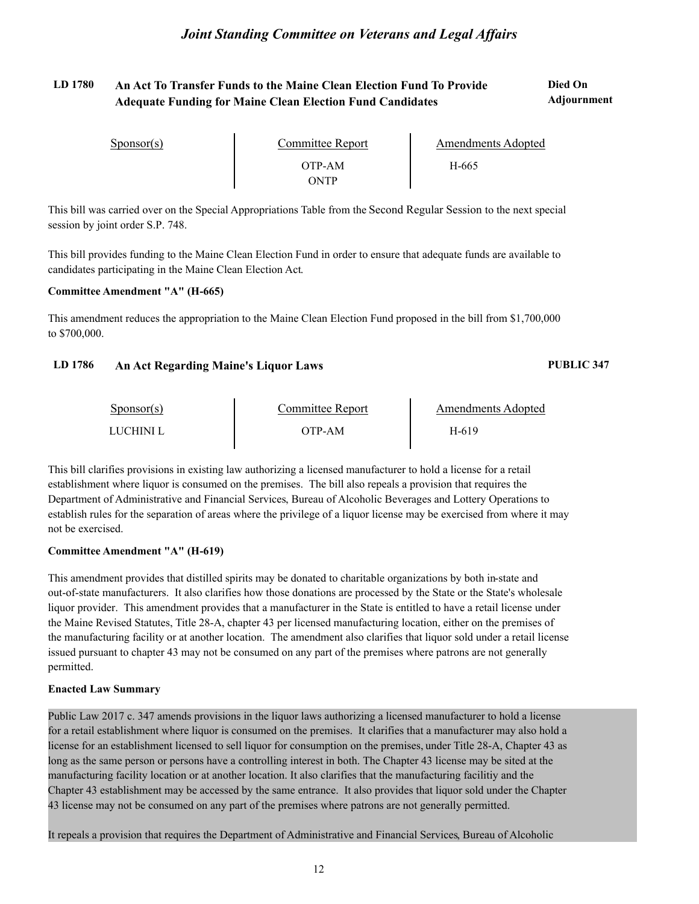**LD 1780 An Act To Transfer Funds to the Maine Clean Election Fund To Provide Adequate Funding for Maine Clean Election Fund Candidates** **Died On Adjournment**

| Sponsor(s) | Committee Report | Amendments Adopted |
|---|---|---|
| | OTP-AM | H-665 |
| | ONTP | |

This bill was carried over on the Special Appropriations Table from the Second Regular Session to the next special session by joint order S.P. 748.

This bill provides funding to the Maine Clean Election Fund in order to ensure that adequate funds are available to candidates participating in the Maine Clean Election Act.

**Committee Amendment "A" (H-665)**

This amendment reduces the appropriation to the Maine Clean Election Fund proposed in the bill from $1,700,000 to $700,000.

**LD 1786 An Act Regarding Maine's Liquor Laws** **PUBLIC 347**

| Sponsor(s) | Committee Report | Amendments Adopted |
|---|---|---|
| LUCHINI L | OTP-AM | H-619 |

This bill clarifies provisions in existing law authorizing a licensed manufacturer to hold a license for a retail establishment where liquor is consumed on the premises. The bill also repeals a provision that requires the Department of Administrative and Financial Services, Bureau of Alcoholic Beverages and Lottery Operations to establish rules for the separation of areas where the privilege of a liquor license may be exercised from where it may not be exercised.

**Committee Amendment "A" (H-619)**

This amendment provides that distilled spirits may be donated to charitable organizations by both in-state and out-of-state manufacturers. It also clarifies how those donations are processed by the State or the State's wholesale liquor provider. This amendment provides that a manufacturer in the State is entitled to have a retail license under the Maine Revised Statutes, Title 28-A, chapter 43 per licensed manufacturing location, either on the premises of the manufacturing facility or at another location. The amendment also clarifies that liquor sold under a retail license issued pursuant to chapter 43 may not be consumed on any part of the premises where patrons are not generally permitted.

**Enacted Law Summary**

Public Law 2017 c. 347 amends provisions in the liquor laws authorizing a licensed manufacturer to hold a license for a retail establishment where liquor is consumed on the premises. It clarifies that a manufacturer may also hold a license for an establishment licensed to sell liquor for consumption on the premises, under Title 28-A, Chapter 43 as long as the same person or persons have a controlling interest in both. The Chapter 43 license may be sited at the manufacturing facility location or at another location. It also clarifies that the manufacturing facilitiy and the Chapter 43 establishment may be accessed by the same entrance. It also provides that liquor sold under the Chapter 43 license may not be consumed on any part of the premises where patrons are not generally permitted.

It repeals a provision that requires the Department of Administrative and Financial Services, Bureau of Alcoholic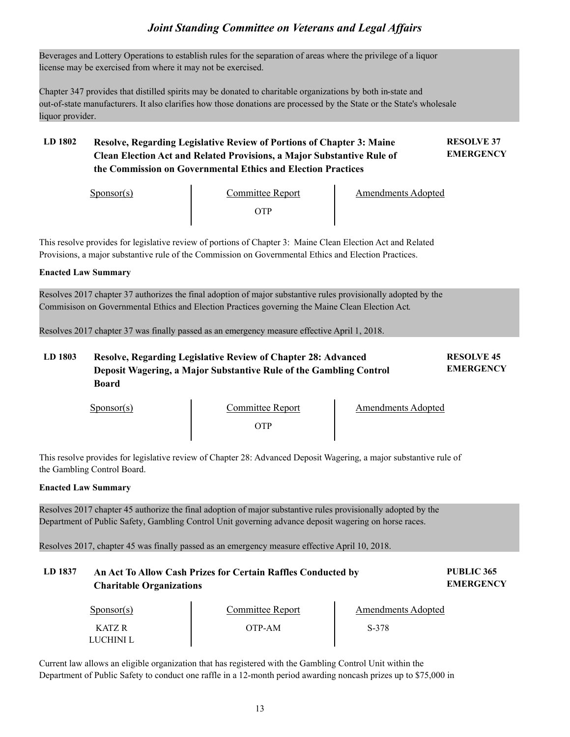Beverages and Lottery Operations to establish rules for the separation of areas where the privilege of a liquor license may be exercised from where it may not be exercised.

Chapter 347 provides that distilled spirits may be donated to charitable organizations by both in-state and out-of-state manufacturers. It also clarifies how those donations are processed by the State or the State's wholesale liquor provider.

### LD 1802 Resolve, Regarding Legislative Review of Portions of Chapter 3: Maine Clean Election Act and Related Provisions, a Major Substantive Rule of the Commission on Governmental Ethics and Election Practices

**RESOLVE 37 EMERGENCY**

| Sponsor(s) | Committee Report | Amendments Adopted |
|---|---|---|
| | OTP | |

This resolve provides for legislative review of portions of Chapter 3: Maine Clean Election Act and Related Provisions, a major substantive rule of the Commission on Governmental Ethics and Election Practices.

**Enacted Law Summary**

Resolves 2017 chapter 37 authorizes the final adoption of major substantive rules provisionally adopted by the Commisison on Governmental Ethics and Election Practices governing the Maine Clean Election Act.

Resolves 2017 chapter 37 was finally passed as an emergency measure effective April 1, 2018.

### LD 1803 Resolve, Regarding Legislative Review of Chapter 28: Advanced Deposit Wagering, a Major Substantive Rule of the Gambling Control Board

**RESOLVE 45 EMERGENCY**

| Sponsor(s) | Committee Report | Amendments Adopted |
|---|---|---|
| | OTP | |

This resolve provides for legislative review of Chapter 28: Advanced Deposit Wagering, a major substantive rule of the Gambling Control Board.

**Enacted Law Summary**

Resolves 2017 chapter 45 authorize the final adoption of major substantive rules provisionally adopted by the Department of Public Safety, Gambling Control Unit governing advance deposit wagering on horse races.

Resolves 2017, chapter 45 was finally passed as an emergency measure effective April 10, 2018.

### LD 1837 An Act To Allow Cash Prizes for Certain Raffles Conducted by Charitable Organizations

**PUBLIC 365 EMERGENCY**

| Sponsor(s) | Committee Report | Amendments Adopted |
|---|---|---|
| KATZ R<br>LUCHINI L | OTP-AM | S-378 |

Current law allows an eligible organization that has registered with the Gambling Control Unit within the Department of Public Safety to conduct one raffle in a 12-month period awarding noncash prizes up to $75,000 in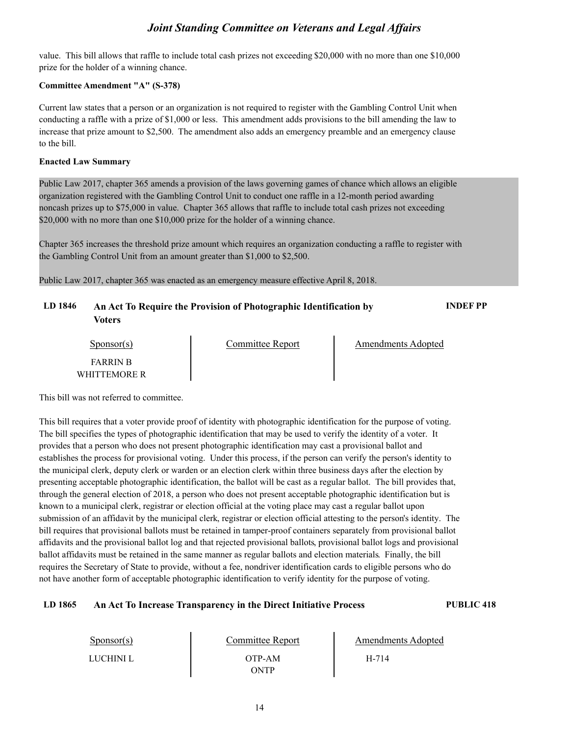value. This bill allows that raffle to include total cash prizes not exceeding $20,000 with no more than one $10,000 prize for the holder of a winning chance.

**Committee Amendment "A" (S-378)**

Current law states that a person or an organization is not required to register with the Gambling Control Unit when conducting a raffle with a prize of $1,000 or less. This amendment adds provisions to the bill amending the law to increase that prize amount to $2,500. The amendment also adds an emergency preamble and an emergency clause to the bill.

**Enacted Law Summary**

Public Law 2017, chapter 365 amends a provision of the laws governing games of chance which allows an eligible organization registered with the Gambling Control Unit to conduct one raffle in a 12-month period awarding noncash prizes up to $75,000 in value. Chapter 365 allows that raffle to include total cash prizes not exceeding $20,000 with no more than one $10,000 prize for the holder of a winning chance.

Chapter 365 increases the threshold prize amount which requires an organization conducting a raffle to register with the Gambling Control Unit from an amount greater than $1,000 to $2,500.

Public Law 2017, chapter 365 was enacted as an emergency measure effective April 8, 2018.

### LD 1846 An Act To Require the Provision of Photographic Identification by Voters — INDEF PP

| Sponsor(s) | Committee Report | Amendments Adopted |
|---|---|---|
| FARRIN B<br>WHITTEMORE R | | |

This bill was not referred to committee.

This bill requires that a voter provide proof of identity with photographic identification for the purpose of voting. The bill specifies the types of photographic identification that may be used to verify the identity of a voter. It provides that a person who does not present photographic identification may cast a provisional ballot and establishes the process for provisional voting. Under this process, if the person can verify the person's identity to the municipal clerk, deputy clerk or warden or an election clerk within three business days after the election by presenting acceptable photographic identification, the ballot will be cast as a regular ballot. The bill provides that, through the general election of 2018, a person who does not present acceptable photographic identification but is known to a municipal clerk, registrar or election official at the voting place may cast a regular ballot upon submission of an affidavit by the municipal clerk, registrar or election official attesting to the person's identity. The bill requires that provisional ballots must be retained in tamper-proof containers separately from provisional ballot affidavits and the provisional ballot log and that rejected provisional ballots, provisional ballot logs and provisional ballot affidavits must be retained in the same manner as regular ballots and election materials. Finally, the bill requires the Secretary of State to provide, without a fee, nondriver identification cards to eligible persons who do not have another form of acceptable photographic identification to verify identity for the purpose of voting.

### LD 1865 An Act To Increase Transparency in the Direct Initiative Process — PUBLIC 418

| Sponsor(s) | Committee Report | Amendments Adopted |
|---|---|---|
| LUCHINI L | OTP-AM<br>ONTP | H-714 |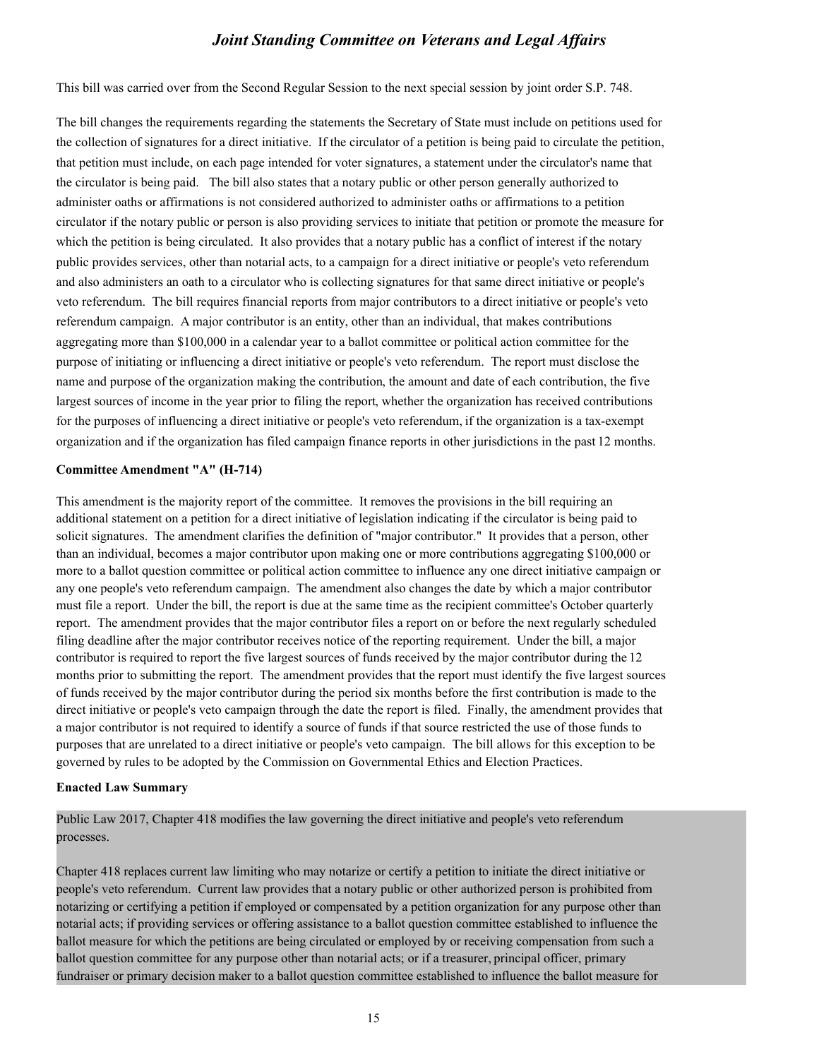This bill was carried over from the Second Regular Session to the next special session by joint order S.P. 748.

The bill changes the requirements regarding the statements the Secretary of State must include on petitions used for the collection of signatures for a direct initiative. If the circulator of a petition is being paid to circulate the petition, that petition must include, on each page intended for voter signatures, a statement under the circulator's name that the circulator is being paid. The bill also states that a notary public or other person generally authorized to administer oaths or affirmations is not considered authorized to administer oaths or affirmations to a petition circulator if the notary public or person is also providing services to initiate that petition or promote the measure for which the petition is being circulated. It also provides that a notary public has a conflict of interest if the notary public provides services, other than notarial acts, to a campaign for a direct initiative or people's veto referendum and also administers an oath to a circulator who is collecting signatures for that same direct initiative or people's veto referendum. The bill requires financial reports from major contributors to a direct initiative or people's veto referendum campaign. A major contributor is an entity, other than an individual, that makes contributions aggregating more than $100,000 in a calendar year to a ballot committee or political action committee for the purpose of initiating or influencing a direct initiative or people's veto referendum. The report must disclose the name and purpose of the organization making the contribution, the amount and date of each contribution, the five largest sources of income in the year prior to filing the report, whether the organization has received contributions for the purposes of influencing a direct initiative or people's veto referendum, if the organization is a tax-exempt organization and if the organization has filed campaign finance reports in other jurisdictions in the past 12 months.

**Committee Amendment "A" (H-714)**

This amendment is the majority report of the committee. It removes the provisions in the bill requiring an additional statement on a petition for a direct initiative of legislation indicating if the circulator is being paid to solicit signatures. The amendment clarifies the definition of "major contributor." It provides that a person, other than an individual, becomes a major contributor upon making one or more contributions aggregating $100,000 or more to a ballot question committee or political action committee to influence any one direct initiative campaign or any one people's veto referendum campaign. The amendment also changes the date by which a major contributor must file a report. Under the bill, the report is due at the same time as the recipient committee's October quarterly report. The amendment provides that the major contributor files a report on or before the next regularly scheduled filing deadline after the major contributor receives notice of the reporting requirement. Under the bill, a major contributor is required to report the five largest sources of funds received by the major contributor during the 12 months prior to submitting the report. The amendment provides that the report must identify the five largest sources of funds received by the major contributor during the period six months before the first contribution is made to the direct initiative or people's veto campaign through the date the report is filed. Finally, the amendment provides that a major contributor is not required to identify a source of funds if that source restricted the use of those funds to purposes that are unrelated to a direct initiative or people's veto campaign. The bill allows for this exception to be governed by rules to be adopted by the Commission on Governmental Ethics and Election Practices.

**Enacted Law Summary**

Public Law 2017, Chapter 418 modifies the law governing the direct initiative and people's veto referendum processes.

Chapter 418 replaces current law limiting who may notarize or certify a petition to initiate the direct initiative or people's veto referendum. Current law provides that a notary public or other authorized person is prohibited from notarizing or certifying a petition if employed or compensated by a petition organization for any purpose other than notarial acts; if providing services or offering assistance to a ballot question committee established to influence the ballot measure for which the petitions are being circulated or employed by or receiving compensation from such a ballot question committee for any purpose other than notarial acts; or if a treasurer, principal officer, primary fundraiser or primary decision maker to a ballot question committee established to influence the ballot measure for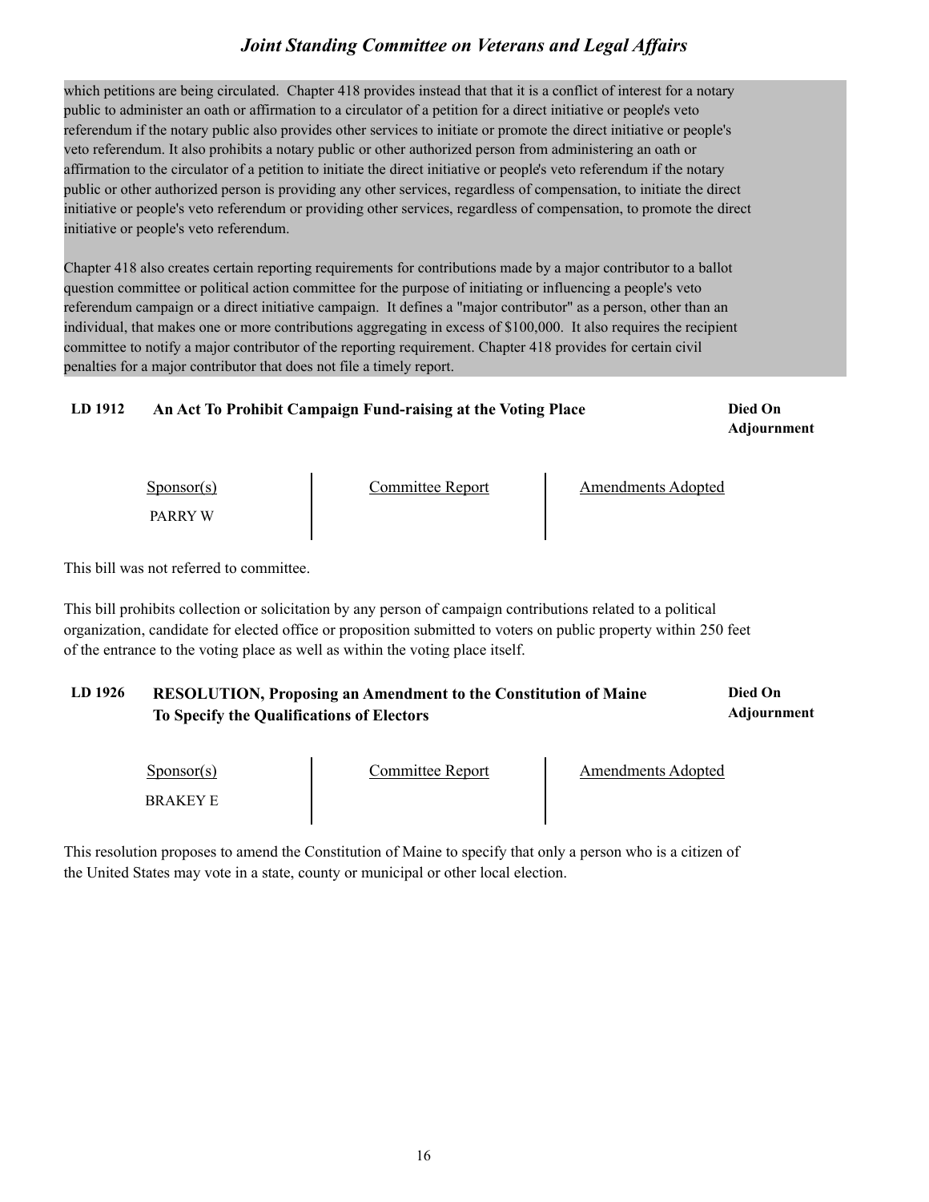which petitions are being circulated. Chapter 418 provides instead that that it is a conflict of interest for a notary public to administer an oath or affirmation to a circulator of a petition for a direct initiative or people's veto referendum if the notary public also provides other services to initiate or promote the direct initiative or people's veto referendum. It also prohibits a notary public or other authorized person from administering an oath or affirmation to the circulator of a petition to initiate the direct initiative or people's veto referendum if the notary public or other authorized person is providing any other services, regardless of compensation, to initiate the direct initiative or people's veto referendum or providing other services, regardless of compensation, to promote the direct initiative or people's veto referendum.

Chapter 418 also creates certain reporting requirements for contributions made by a major contributor to a ballot question committee or political action committee for the purpose of initiating or influencing a people's veto referendum campaign or a direct initiative campaign. It defines a "major contributor" as a person, other than an individual, that makes one or more contributions aggregating in excess of $100,000. It also requires the recipient committee to notify a major contributor of the reporting requirement. Chapter 418 provides for certain civil penalties for a major contributor that does not file a timely report.

### LD 1912 An Act To Prohibit Campaign Fund-raising at the Voting Place

**Died On Adjournment**

| Sponsor(s) | Committee Report | Amendments Adopted |
|---|---|---|
| PARRY W | | |

This bill was not referred to committee.

This bill prohibits collection or solicitation by any person of campaign contributions related to a political organization, candidate for elected office or proposition submitted to voters on public property within 250 feet of the entrance to the voting place as well as within the voting place itself.

### LD 1926 RESOLUTION, Proposing an Amendment to the Constitution of Maine To Specify the Qualifications of Electors

**Died On Adjournment**

| Sponsor(s) | Committee Report | Amendments Adopted |
|---|---|---|
| BRAKEY E | | |

This resolution proposes to amend the Constitution of Maine to specify that only a person who is a citizen of the United States may vote in a state, county or municipal or other local election.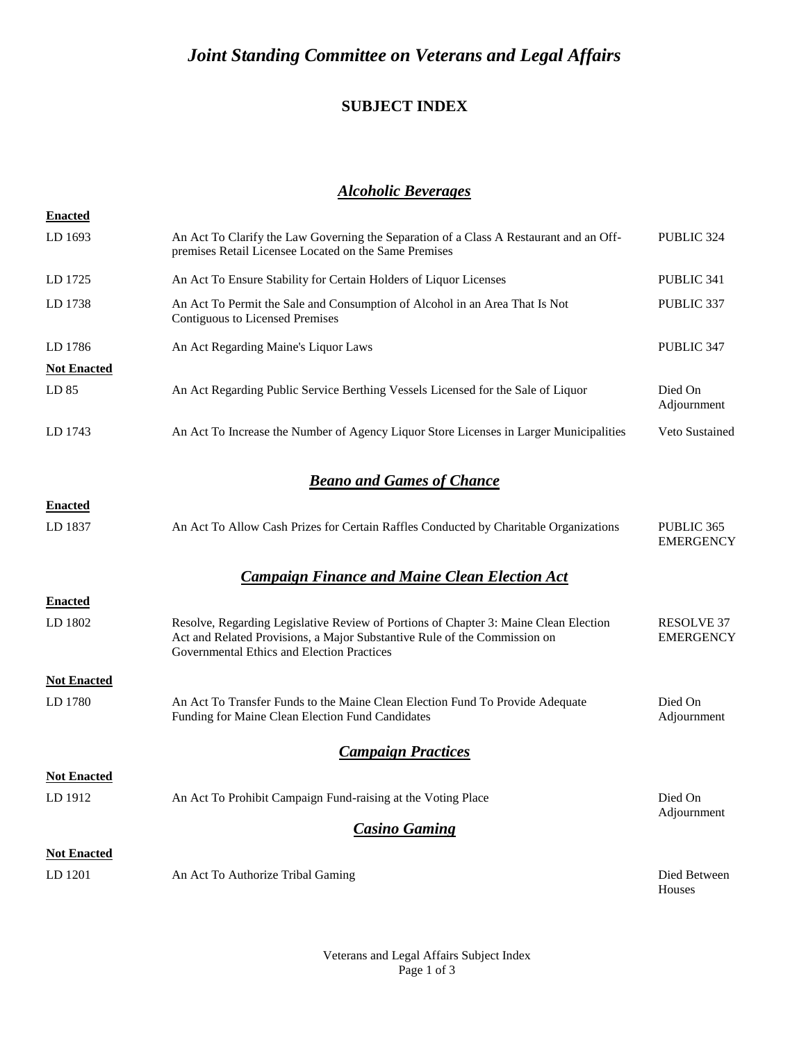# *Joint Standing Committee on Veterans and Legal Affairs*

## SUBJECT INDEX

### *Alcoholic Beverages*

**Enacted**

| | | |
|---|---|---|
| LD 1693 | An Act To Clarify the Law Governing the Separation of a Class A Restaurant and an Off-premises Retail Licensee Located on the Same Premises | PUBLIC 324 |
| LD 1725 | An Act To Ensure Stability for Certain Holders of Liquor Licenses | PUBLIC 341 |
| LD 1738 | An Act To Permit the Sale and Consumption of Alcohol in an Area That Is Not Contiguous to Licensed Premises | PUBLIC 337 |
| LD 1786 | An Act Regarding Maine's Liquor Laws | PUBLIC 347 |

**Not Enacted**

| | | |
|---|---|---|
| LD 85 | An Act Regarding Public Service Berthing Vessels Licensed for the Sale of Liquor | Died On Adjournment |
| LD 1743 | An Act To Increase the Number of Agency Liquor Store Licenses in Larger Municipalities | Veto Sustained |

### *Beano and Games of Chance*

**Enacted**

| | | |
|---|---|---|
| LD 1837 | An Act To Allow Cash Prizes for Certain Raffles Conducted by Charitable Organizations | PUBLIC 365 EMERGENCY |

### *Campaign Finance and Maine Clean Election Act*

**Enacted**

| | | |
|---|---|---|
| LD 1802 | Resolve, Regarding Legislative Review of Portions of Chapter 3: Maine Clean Election Act and Related Provisions, a Major Substantive Rule of the Commission on Governmental Ethics and Election Practices | RESOLVE 37 EMERGENCY |

**Not Enacted**

| | | |
|---|---|---|
| LD 1780 | An Act To Transfer Funds to the Maine Clean Election Fund To Provide Adequate Funding for Maine Clean Election Fund Candidates | Died On Adjournment |

### *Campaign Practices*

**Not Enacted**

| | | |
|---|---|---|
| LD 1912 | An Act To Prohibit Campaign Fund-raising at the Voting Place | Died On Adjournment |

### *Casino Gaming*

**Not Enacted**

| | | |
|---|---|---|
| LD 1201 | An Act To Authorize Tribal Gaming | Died Between Houses |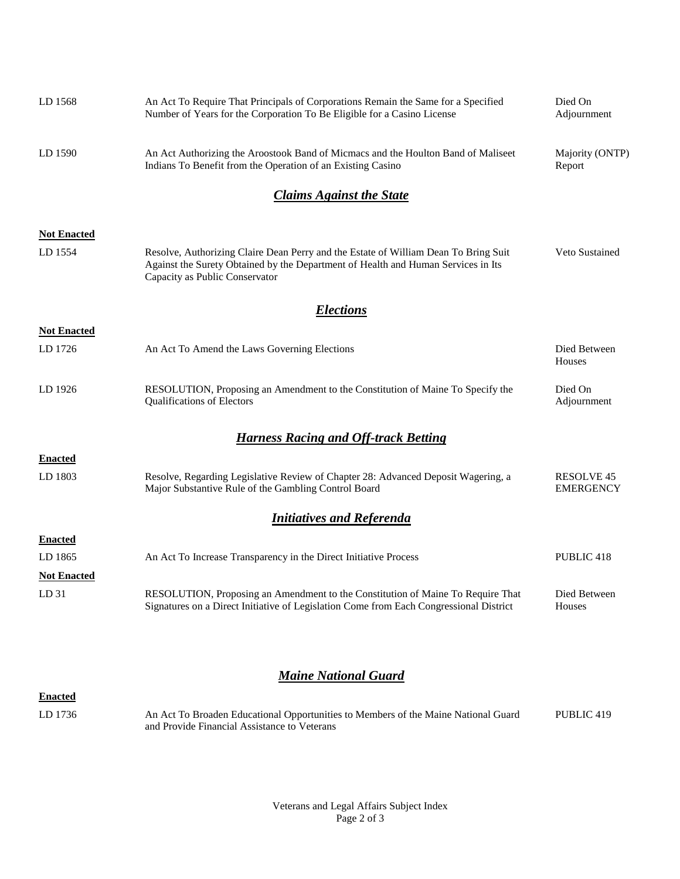| | | |
|---|---|---|
| LD 1568 | An Act To Require That Principals of Corporations Remain the Same for a Specified Number of Years for the Corporation To Be Eligible for a Casino License | Died On Adjournment |
| LD 1590 | An Act Authorizing the Aroostook Band of Micmacs and the Houlton Band of Maliseet Indians To Benefit from the Operation of an Existing Casino | Majority (ONTP) Report |

## *Claims Against the State*

**Not Enacted**

| | | |
|---|---|---|
| LD 1554 | Resolve, Authorizing Claire Dean Perry and the Estate of William Dean To Bring Suit Against the Surety Obtained by the Department of Health and Human Services in Its Capacity as Public Conservator | Veto Sustained |

## *Elections*

**Not Enacted**

| | | |
|---|---|---|
| LD 1726 | An Act To Amend the Laws Governing Elections | Died Between Houses |
| LD 1926 | RESOLUTION, Proposing an Amendment to the Constitution of Maine To Specify the Qualifications of Electors | Died On Adjournment |

## *Harness Racing and Off-track Betting*

**Enacted**

| | | |
|---|---|---|
| LD 1803 | Resolve, Regarding Legislative Review of Chapter 28: Advanced Deposit Wagering, a Major Substantive Rule of the Gambling Control Board | RESOLVE 45 EMERGENCY |

## *Initiatives and Referenda*

**Enacted**

| | | |
|---|---|---|
| LD 1865 | An Act To Increase Transparency in the Direct Initiative Process | PUBLIC 418 |

**Not Enacted**

| | | |
|---|---|---|
| LD 31 | RESOLUTION, Proposing an Amendment to the Constitution of Maine To Require That Signatures on a Direct Initiative of Legislation Come from Each Congressional District | Died Between Houses |

## *Maine National Guard*

**Enacted**

| | | |
|---|---|---|
| LD 1736 | An Act To Broaden Educational Opportunities to Members of the Maine National Guard and Provide Financial Assistance to Veterans | PUBLIC 419 |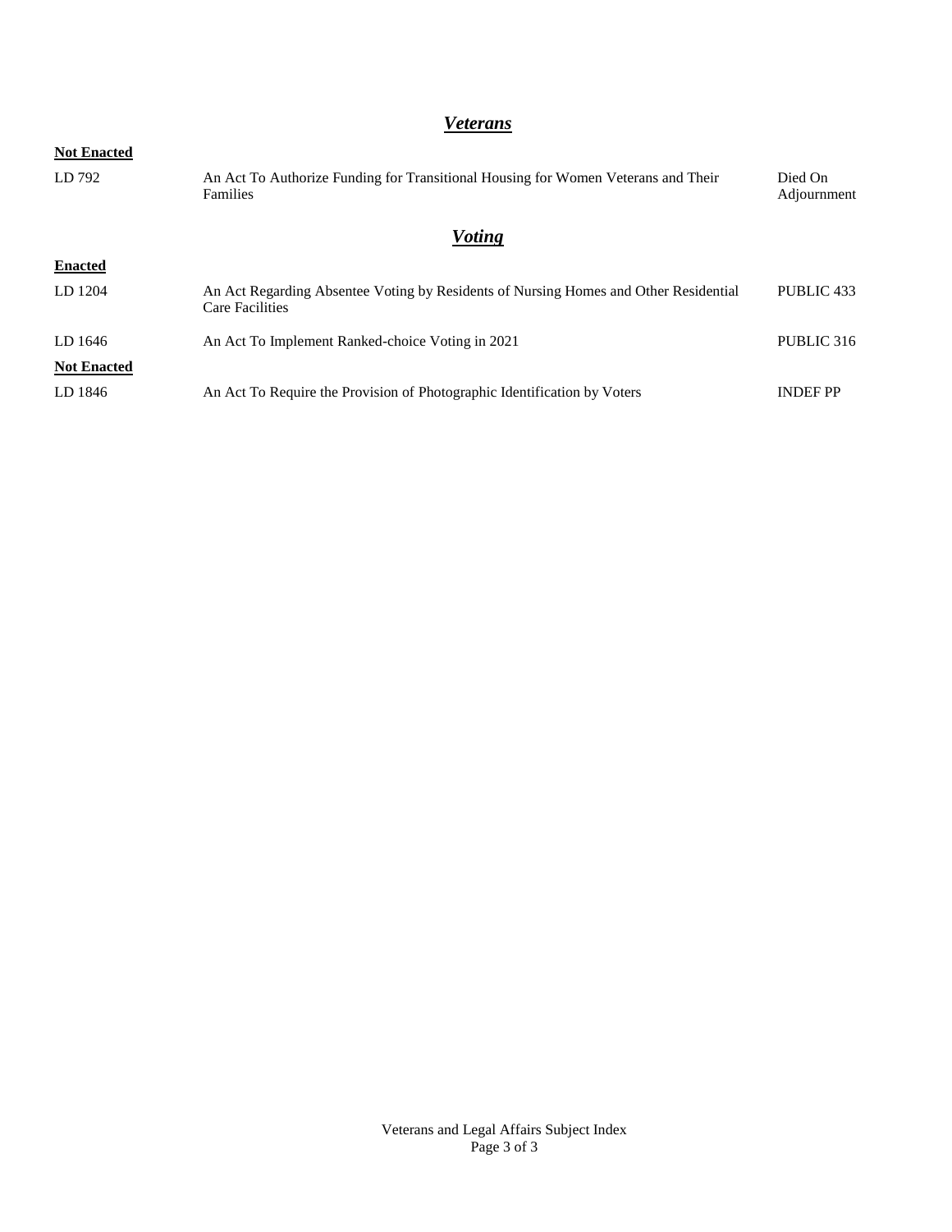## *Veterans*

**Not Enacted**

| | | |
|---|---|---|
| LD 792 | An Act To Authorize Funding for Transitional Housing for Women Veterans and Their Families | Died On Adjournment |

## *Voting*

**Enacted**

| | | |
|---|---|---|
| LD 1204 | An Act Regarding Absentee Voting by Residents of Nursing Homes and Other Residential Care Facilities | PUBLIC 433 |
| LD 1646 | An Act To Implement Ranked-choice Voting in 2021 | PUBLIC 316 |

**Not Enacted**

| | | |
|---|---|---|
| LD 1846 | An Act To Require the Provision of Photographic Identification by Voters | INDEF PP |